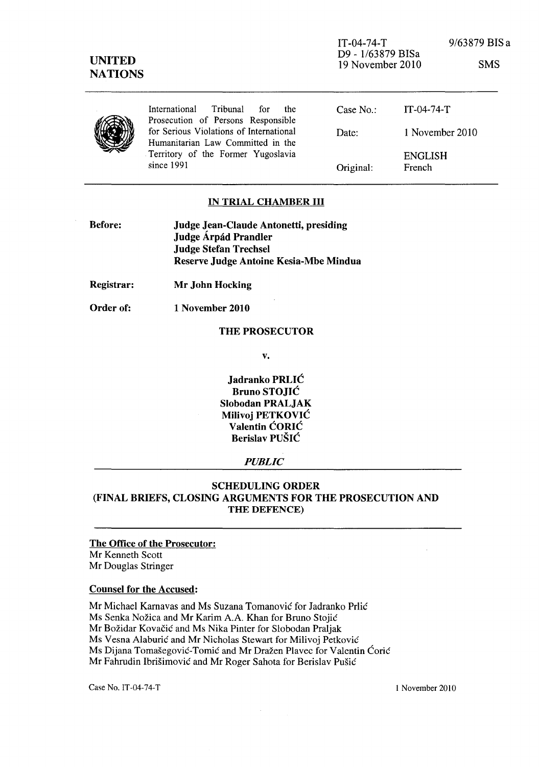IT-04-74-T
D9 - 1/63879 BISa
19 November 2010

9/63879 BIS a

SMS

**UNITED NATIONS**

| International Tribunal for the Prosecution of Persons Responsible for Serious Violations of International Humanitarian Law Committed in the Territory of the Former Yugoslavia since 1991 | Case No.: | IT-04-74-T |
|---|---|---|
| | Date: | 1 November 2010 |
| | | ENGLISH |
| | Original: | French |

## IN TRIAL CHAMBER III

**Before:** **Judge Jean-Claude Antonetti, presiding**
**Judge Árpád Prandler**
**Judge Stefan Trechsel**
**Reserve Judge Antoine Kesia-Mbe Mindua**

**Registrar:** **Mr John Hocking**

**Order of:** **1 November 2010**

**THE PROSECUTOR**

**v.**

**Jadranko PRLIĆ**
**Bruno STOJIĆ**
**Slobodan PRALJAK**
**Milivoj PETKOVIĆ**
**Valentin ĆORIĆ**
**Berislav PUŠIĆ**

***PUBLIC***

## SCHEDULING ORDER (FINAL BRIEFS, CLOSING ARGUMENTS FOR THE PROSECUTION AND THE DEFENCE)

**The Office of the Prosecutor:**
Mr Kenneth Scott
Mr Douglas Stringer

**Counsel for the Accused:**

Mr Michael Karnavas and Ms Suzana Tomanović for Jadranko Prlić
Ms Senka Nožica and Mr Karim A.A. Khan for Bruno Stojić
Mr Božidar Kovačić and Ms Nika Pinter for Slobodan Praljak
Ms Vesna Alaburić and Mr Nicholas Stewart for Milivoj Petković
Ms Dijana Tomašegović-Tomić and Mr Dražen Plavec for Valentin Ćorić
Mr Fahrudin Ibrišimović and Mr Roger Sahota for Berislav Pušić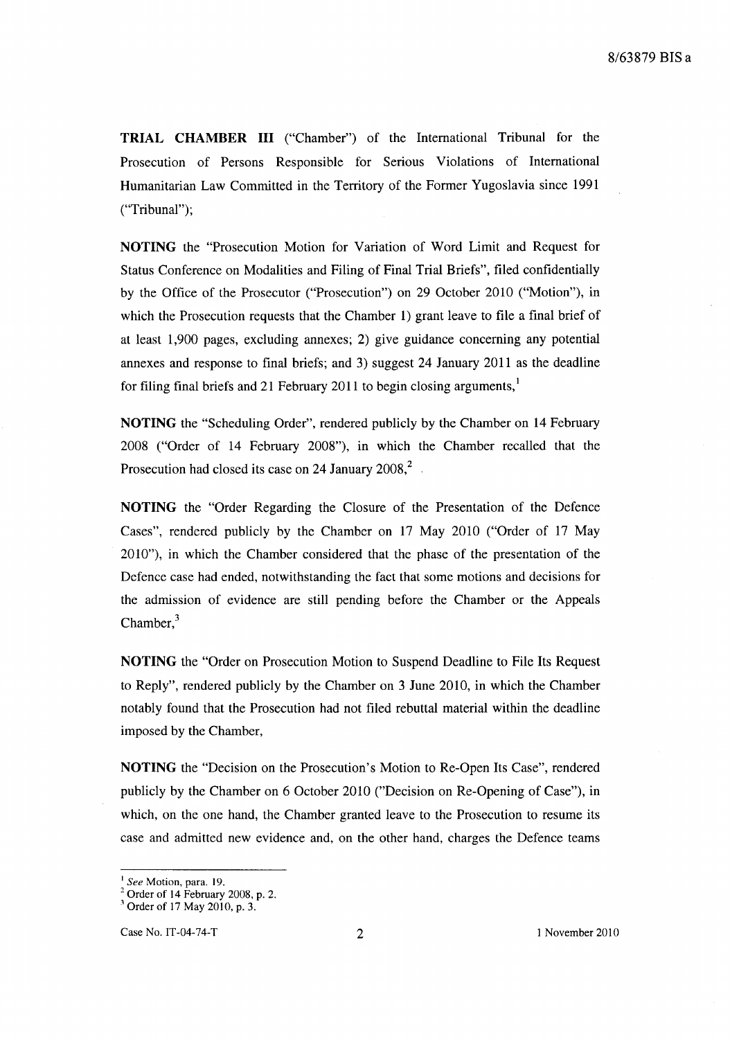**TRIAL CHAMBER III** ("Chamber") of the International Tribunal for the Prosecution of Persons Responsible for Serious Violations of International Humanitarian Law Committed in the Territory of the Former Yugoslavia since 1991 ("Tribunal");

**NOTING** the "Prosecution Motion for Variation of Word Limit and Request for Status Conference on Modalities and Filing of Final Trial Briefs", filed confidentially by the Office of the Prosecutor ("Prosecution") on 29 October 2010 ("Motion"), in which the Prosecution requests that the Chamber 1) grant leave to file a final brief of at least 1,900 pages, excluding annexes; 2) give guidance concerning any potential annexes and response to final briefs; and 3) suggest 24 January 2011 as the deadline for filing final briefs and 21 February 2011 to begin closing arguments,[1]

**NOTING** the "Scheduling Order", rendered publicly by the Chamber on 14 February 2008 ("Order of 14 February 2008"), in which the Chamber recalled that the Prosecution had closed its case on 24 January 2008,[2]

**NOTING** the "Order Regarding the Closure of the Presentation of the Defence Cases", rendered publicly by the Chamber on 17 May 2010 ("Order of 17 May 2010"), in which the Chamber considered that the phase of the presentation of the Defence case had ended, notwithstanding the fact that some motions and decisions for the admission of evidence are still pending before the Chamber or the Appeals Chamber,[3]

**NOTING** the "Order on Prosecution Motion to Suspend Deadline to File Its Request to Reply", rendered publicly by the Chamber on 3 June 2010, in which the Chamber notably found that the Prosecution had not filed rebuttal material within the deadline imposed by the Chamber,

**NOTING** the "Decision on the Prosecution's Motion to Re-Open Its Case", rendered publicly by the Chamber on 6 October 2010 ("Decision on Re-Opening of Case"), in which, on the one hand, the Chamber granted leave to the Prosecution to resume its case and admitted new evidence and, on the other hand, charges the Defence teams

---

[1] *See* Motion, para. 19.
[2] Order of 14 February 2008, p. 2.
[3] Order of 17 May 2010, p. 3.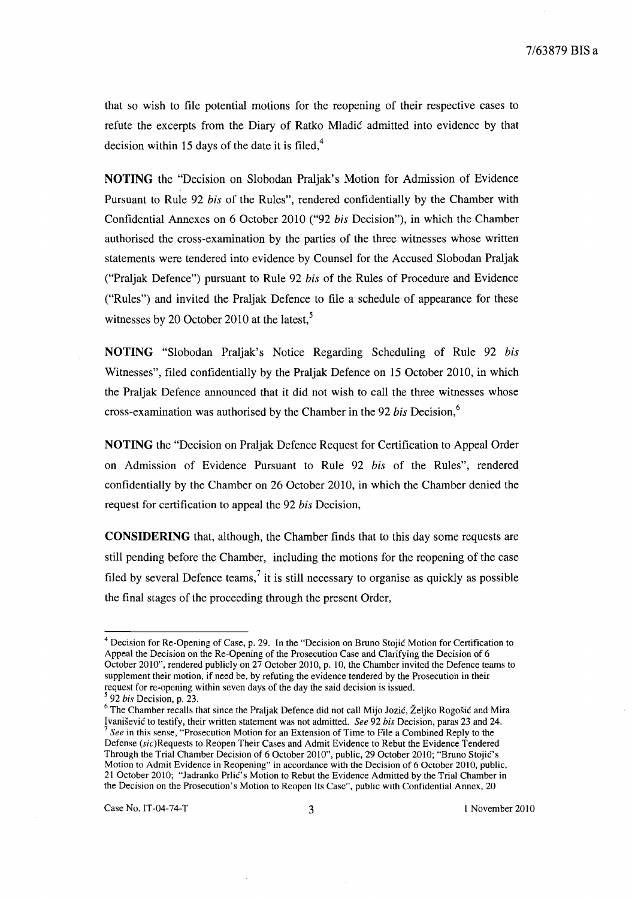that so wish to file potential motions for the reopening of their respective cases to refute the excerpts from the Diary of Ratko Mladić admitted into evidence by that decision within 15 days of the date it is filed,[4]

**NOTING** the "Decision on Slobodan Praljak's Motion for Admission of Evidence Pursuant to Rule 92 *bis* of the Rules", rendered confidentially by the Chamber with Confidential Annexes on 6 October 2010 ("92 *bis* Decision"), in which the Chamber authorised the cross-examination by the parties of the three witnesses whose written statements were tendered into evidence by Counsel for the Accused Slobodan Praljak ("Praljak Defence") pursuant to Rule 92 *bis* of the Rules of Procedure and Evidence ("Rules") and invited the Praljak Defence to file a schedule of appearance for these witnesses by 20 October 2010 at the latest,[5]

**NOTING** "Slobodan Praljak's Notice Regarding Scheduling of Rule 92 *bis* Witnesses", filed confidentially by the Praljak Defence on 15 October 2010, in which the Praljak Defence announced that it did not wish to call the three witnesses whose cross-examination was authorised by the Chamber in the 92 *bis* Decision,[6]

**NOTING** the "Decision on Praljak Defence Request for Certification to Appeal Order on Admission of Evidence Pursuant to Rule 92 *bis* of the Rules", rendered confidentially by the Chamber on 26 October 2010, in which the Chamber denied the request for certification to appeal the 92 *bis* Decision,

**CONSIDERING** that, although, the Chamber finds that to this day some requests are still pending before the Chamber, including the motions for the reopening of the case filed by several Defence teams,[7] it is still necessary to organise as quickly as possible the final stages of the proceeding through the present Order,

---

[4] Decision for Re-Opening of Case, p. 29. In the "Decision on Bruno Stojić Motion for Certification to Appeal the Decision on the Re-Opening of the Prosecution Case and Clarifying the Decision of 6 October 2010", rendered publicly on 27 October 2010, p. 10, the Chamber invited the Defence teams to supplement their motion, if need be, by refuting the evidence tendered by the Prosecution in their request for re-opening within seven days of the day the said decision is issued.

[5] 92 *bis* Decision, p. 23.

[6] The Chamber recalls that since the Praljak Defence did not call Mijo Jozić, Željko Rogošić and Mira Ivanišević to testify, their written statement was not admitted. *See* 92 *bis* Decision, paras 23 and 24.

[7] *See* in this sense, "Prosecution Motion for an Extension of Time to File a Combined Reply to the Defense (*sic*)Requests to Reopen Their Cases and Admit Evidence to Rebut the Evidence Tendered Through the Trial Chamber Decision of 6 October 2010", public, 29 October 2010; "Bruno Stojić's Motion to Admit Evidence in Reopening" in accordance with the Decision of 6 October 2010, public, 21 October 2010; "Jadranko Prlić's Motion to Rebut the Evidence Admitted by the Trial Chamber in the Decision on the Prosecution's Motion to Reopen Its Case", public with Confidential Annex, 20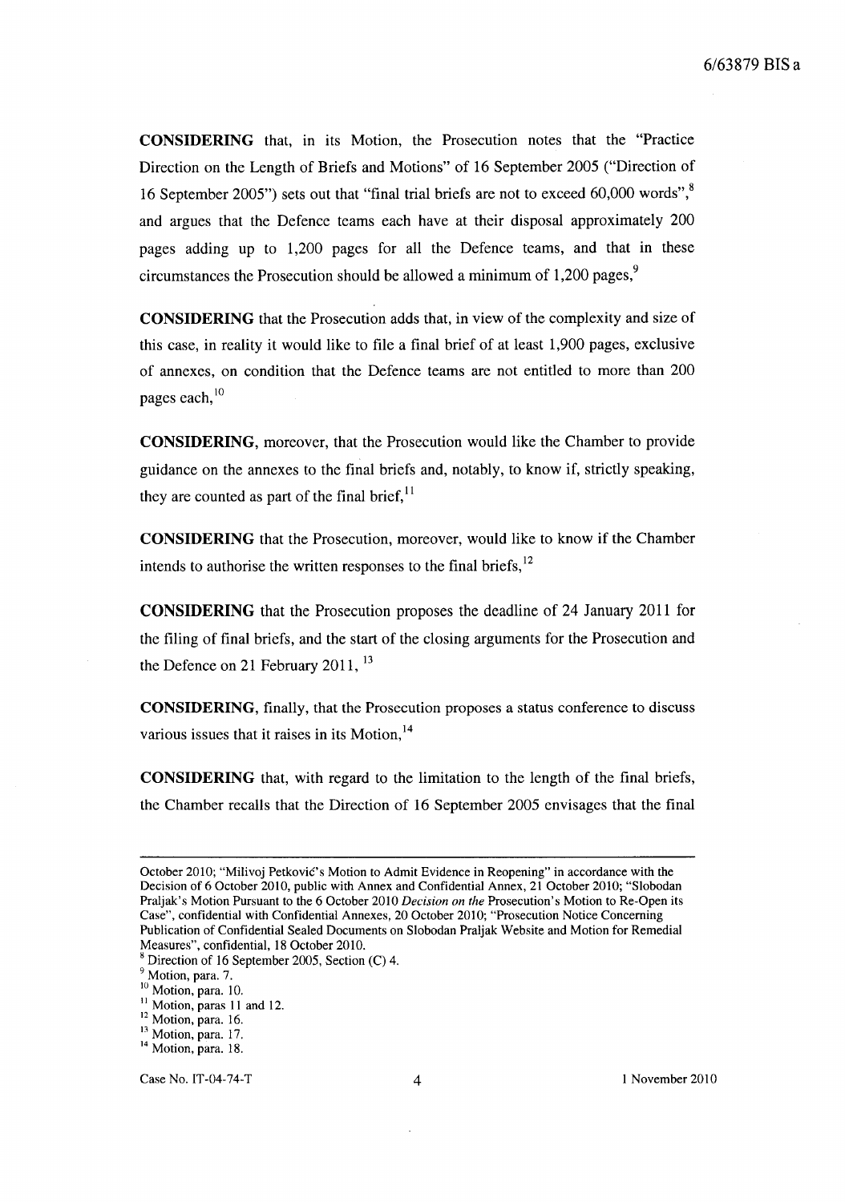**CONSIDERING** that, in its Motion, the Prosecution notes that the "Practice Direction on the Length of Briefs and Motions" of 16 September 2005 ("Direction of 16 September 2005") sets out that "final trial briefs are not to exceed 60,000 words",[8] and argues that the Defence teams each have at their disposal approximately 200 pages adding up to 1,200 pages for all the Defence teams, and that in these circumstances the Prosecution should be allowed a minimum of 1,200 pages,[9]

**CONSIDERING** that the Prosecution adds that, in view of the complexity and size of this case, in reality it would like to file a final brief of at least 1,900 pages, exclusive of annexes, on condition that the Defence teams are not entitled to more than 200 pages each,[10]

**CONSIDERING**, moreover, that the Prosecution would like the Chamber to provide guidance on the annexes to the final briefs and, notably, to know if, strictly speaking, they are counted as part of the final brief,[11]

**CONSIDERING** that the Prosecution, moreover, would like to know if the Chamber intends to authorise the written responses to the final briefs,[12]

**CONSIDERING** that the Prosecution proposes the deadline of 24 January 2011 for the filing of final briefs, and the start of the closing arguments for the Prosecution and the Defence on 21 February 2011,[13]

**CONSIDERING**, finally, that the Prosecution proposes a status conference to discuss various issues that it raises in its Motion,[14]

**CONSIDERING** that, with regard to the limitation to the length of the final briefs, the Chamber recalls that the Direction of 16 September 2005 envisages that the final

---

October 2010; "Milivoj Petković's Motion to Admit Evidence in Reopening" in accordance with the Decision of 6 October 2010, public with Annex and Confidential Annex, 21 October 2010; "Slobodan Praljak's Motion Pursuant to the 6 October 2010 *Decision on the* Prosecution's Motion to Re-Open its Case", confidential with Confidential Annexes, 20 October 2010; "Prosecution Notice Concerning Publication of Confidential Sealed Documents on Slobodan Praljak Website and Motion for Remedial Measures", confidential, 18 October 2010.

[8] Direction of 16 September 2005, Section (C) 4.

[9] Motion, para. 7.

[10] Motion, para. 10.

[11] Motion, paras 11 and 12.

[12] Motion, para. 16.

[13] Motion, para. 17.

[14] Motion, para. 18.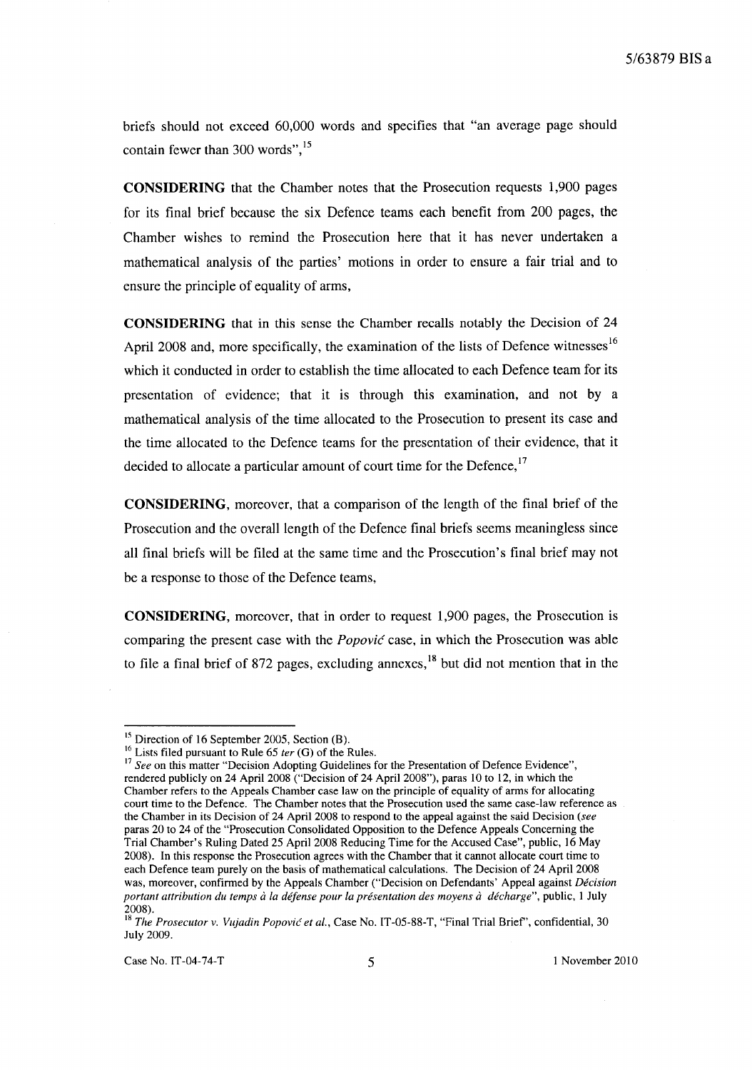briefs should not exceed 60,000 words and specifies that "an average page should contain fewer than 300 words",[15]

**CONSIDERING** that the Chamber notes that the Prosecution requests 1,900 pages for its final brief because the six Defence teams each benefit from 200 pages, the Chamber wishes to remind the Prosecution here that it has never undertaken a mathematical analysis of the parties' motions in order to ensure a fair trial and to ensure the principle of equality of arms,

**CONSIDERING** that in this sense the Chamber recalls notably the Decision of 24 April 2008 and, more specifically, the examination of the lists of Defence witnesses[16] which it conducted in order to establish the time allocated to each Defence team for its presentation of evidence; that it is through this examination, and not by a mathematical analysis of the time allocated to the Prosecution to present its case and the time allocated to the Defence teams for the presentation of their evidence, that it decided to allocate a particular amount of court time for the Defence,[17]

**CONSIDERING**, moreover, that a comparison of the length of the final brief of the Prosecution and the overall length of the Defence final briefs seems meaningless since all final briefs will be filed at the same time and the Prosecution's final brief may not be a response to those of the Defence teams,

**CONSIDERING**, moreover, that in order to request 1,900 pages, the Prosecution is comparing the present case with the *Popović* case, in which the Prosecution was able to file a final brief of 872 pages, excluding annexes,[18] but did not mention that in the

---

[15] Direction of 16 September 2005, Section (B).

[16] Lists filed pursuant to Rule 65 *ter* (G) of the Rules.

[17] *See* on this matter "Decision Adopting Guidelines for the Presentation of Defence Evidence", rendered publicly on 24 April 2008 ("Decision of 24 April 2008"), paras 10 to 12, in which the Chamber refers to the Appeals Chamber case law on the principle of equality of arms for allocating court time to the Defence. The Chamber notes that the Prosecution used the same case-law reference as the Chamber in its Decision of 24 April 2008 to respond to the appeal against the said Decision (*see* paras 20 to 24 of the "Prosecution Consolidated Opposition to the Defence Appeals Concerning the Trial Chamber's Ruling Dated 25 April 2008 Reducing Time for the Accused Case", public, 16 May 2008). In this response the Prosecution agrees with the Chamber that it cannot allocate court time to each Defence team purely on the basis of mathematical calculations. The Decision of 24 April 2008 was, moreover, confirmed by the Appeals Chamber ("Decision on Defendants' Appeal against *Décision portant attribution du temps à la défense pour la présentation des moyens à décharge*", public, 1 July 2008).

[18] *The Prosecutor v. Vujadin Popović et al.*, Case No. IT-05-88-T, "Final Trial Brief", confidential, 30 July 2009.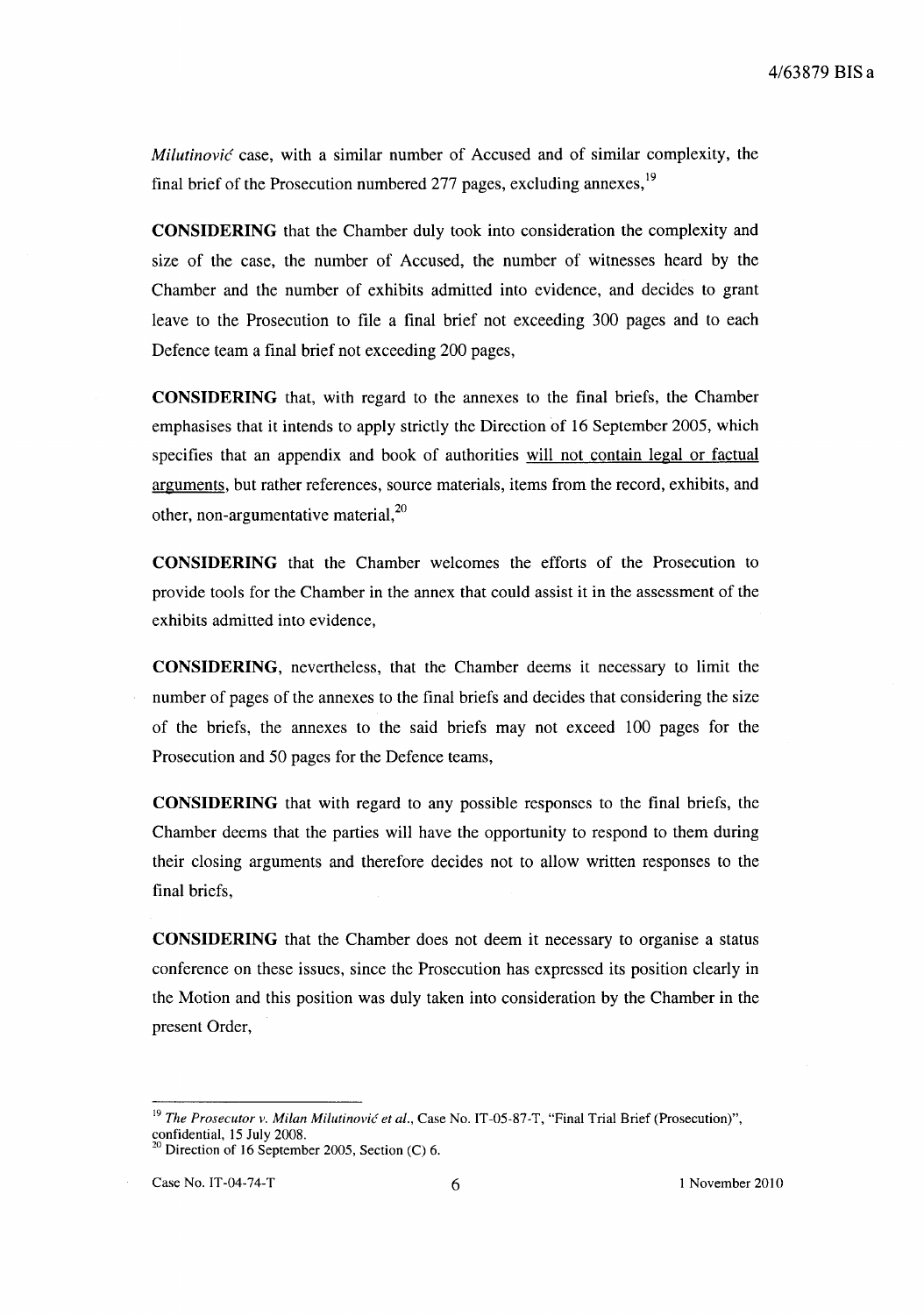*Milutinović* case, with a similar number of Accused and of similar complexity, the final brief of the Prosecution numbered 277 pages, excluding annexes,[19]

**CONSIDERING** that the Chamber duly took into consideration the complexity and size of the case, the number of Accused, the number of witnesses heard by the Chamber and the number of exhibits admitted into evidence, and decides to grant leave to the Prosecution to file a final brief not exceeding 300 pages and to each Defence team a final brief not exceeding 200 pages,

**CONSIDERING** that, with regard to the annexes to the final briefs, the Chamber emphasises that it intends to apply strictly the Direction of 16 September 2005, which specifies that an appendix and book of authorities will not contain legal or factual arguments, but rather references, source materials, items from the record, exhibits, and other, non-argumentative material,[20]

**CONSIDERING** that the Chamber welcomes the efforts of the Prosecution to provide tools for the Chamber in the annex that could assist it in the assessment of the exhibits admitted into evidence,

**CONSIDERING**, nevertheless, that the Chamber deems it necessary to limit the number of pages of the annexes to the final briefs and decides that considering the size of the briefs, the annexes to the said briefs may not exceed 100 pages for the Prosecution and 50 pages for the Defence teams,

**CONSIDERING** that with regard to any possible responses to the final briefs, the Chamber deems that the parties will have the opportunity to respond to them during their closing arguments and therefore decides not to allow written responses to the final briefs,

**CONSIDERING** that the Chamber does not deem it necessary to organise a status conference on these issues, since the Prosecution has expressed its position clearly in the Motion and this position was duly taken into consideration by the Chamber in the present Order,

---

[19] *The Prosecutor v. Milan Milutinović et al.*, Case No. IT-05-87-T, "Final Trial Brief (Prosecution)", confidential, 15 July 2008.

[20] Direction of 16 September 2005, Section (C) 6.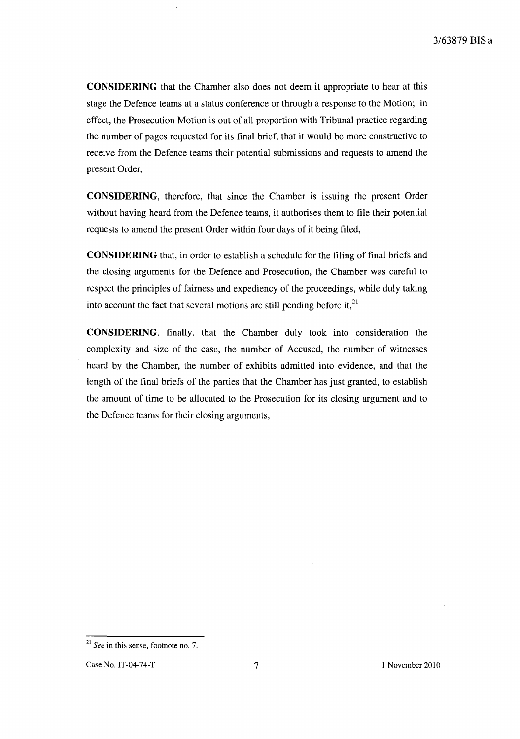**CONSIDERING** that the Chamber also does not deem it appropriate to hear at this stage the Defence teams at a status conference or through a response to the Motion; in effect, the Prosecution Motion is out of all proportion with Tribunal practice regarding the number of pages requested for its final brief, that it would be more constructive to receive from the Defence teams their potential submissions and requests to amend the present Order,

**CONSIDERING**, therefore, that since the Chamber is issuing the present Order without having heard from the Defence teams, it authorises them to file their potential requests to amend the present Order within four days of it being filed,

**CONSIDERING** that, in order to establish a schedule for the filing of final briefs and the closing arguments for the Defence and Prosecution, the Chamber was careful to respect the principles of fairness and expediency of the proceedings, while duly taking into account the fact that several motions are still pending before it,[21]

**CONSIDERING**, finally, that the Chamber duly took into consideration the complexity and size of the case, the number of Accused, the number of witnesses heard by the Chamber, the number of exhibits admitted into evidence, and that the length of the final briefs of the parties that the Chamber has just granted, to establish the amount of time to be allocated to the Prosecution for its closing argument and to the Defence teams for their closing arguments,

---

[21] *See* in this sense, footnote no. 7.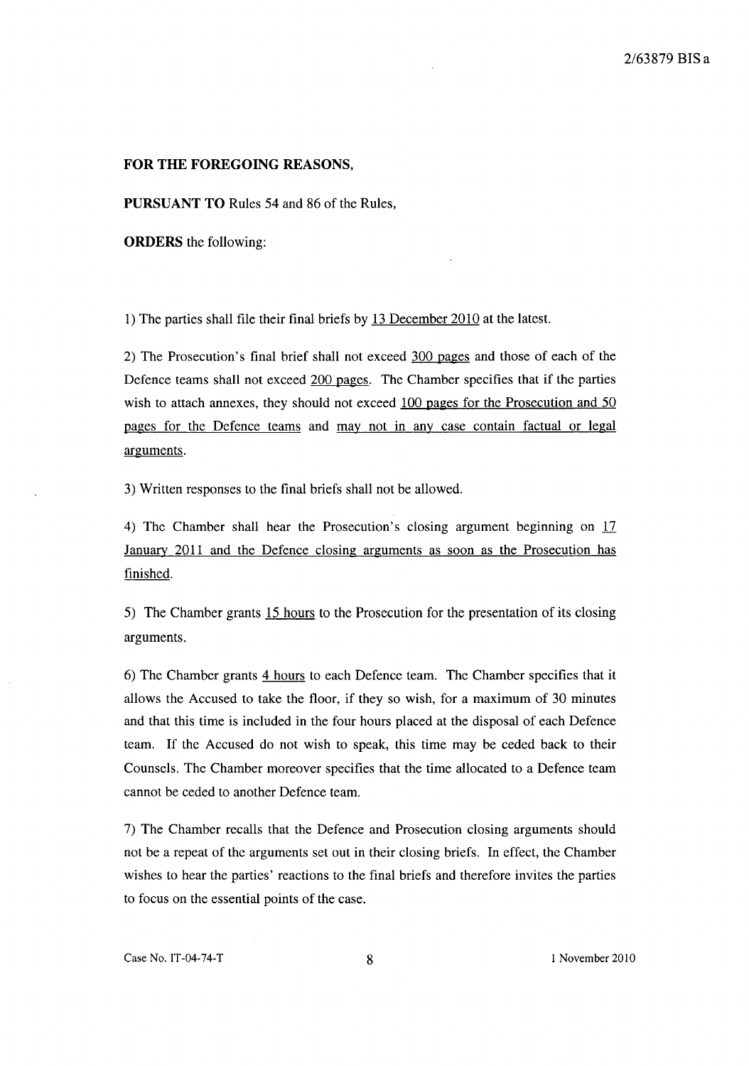**FOR THE FOREGOING REASONS,**

**PURSUANT TO** Rules 54 and 86 of the Rules,

**ORDERS** the following:

1) The parties shall file their final briefs by 13 December 2010 at the latest.

2) The Prosecution's final brief shall not exceed 300 pages and those of each of the Defence teams shall not exceed 200 pages. The Chamber specifies that if the parties wish to attach annexes, they should not exceed 100 pages for the Prosecution and 50 pages for the Defence teams and may not in any case contain factual or legal arguments.

3) Written responses to the final briefs shall not be allowed.

4) The Chamber shall hear the Prosecution's closing argument beginning on 17 January 2011 and the Defence closing arguments as soon as the Prosecution has finished.

5) The Chamber grants 15 hours to the Prosecution for the presentation of its closing arguments.

6) The Chamber grants 4 hours to each Defence team. The Chamber specifies that it allows the Accused to take the floor, if they so wish, for a maximum of 30 minutes and that this time is included in the four hours placed at the disposal of each Defence team. If the Accused do not wish to speak, this time may be ceded back to their Counsels. The Chamber moreover specifies that the time allocated to a Defence team cannot be ceded to another Defence team.

7) The Chamber recalls that the Defence and Prosecution closing arguments should not be a repeat of the arguments set out in their closing briefs. In effect, the Chamber wishes to hear the parties' reactions to the final briefs and therefore invites the parties to focus on the essential points of the case.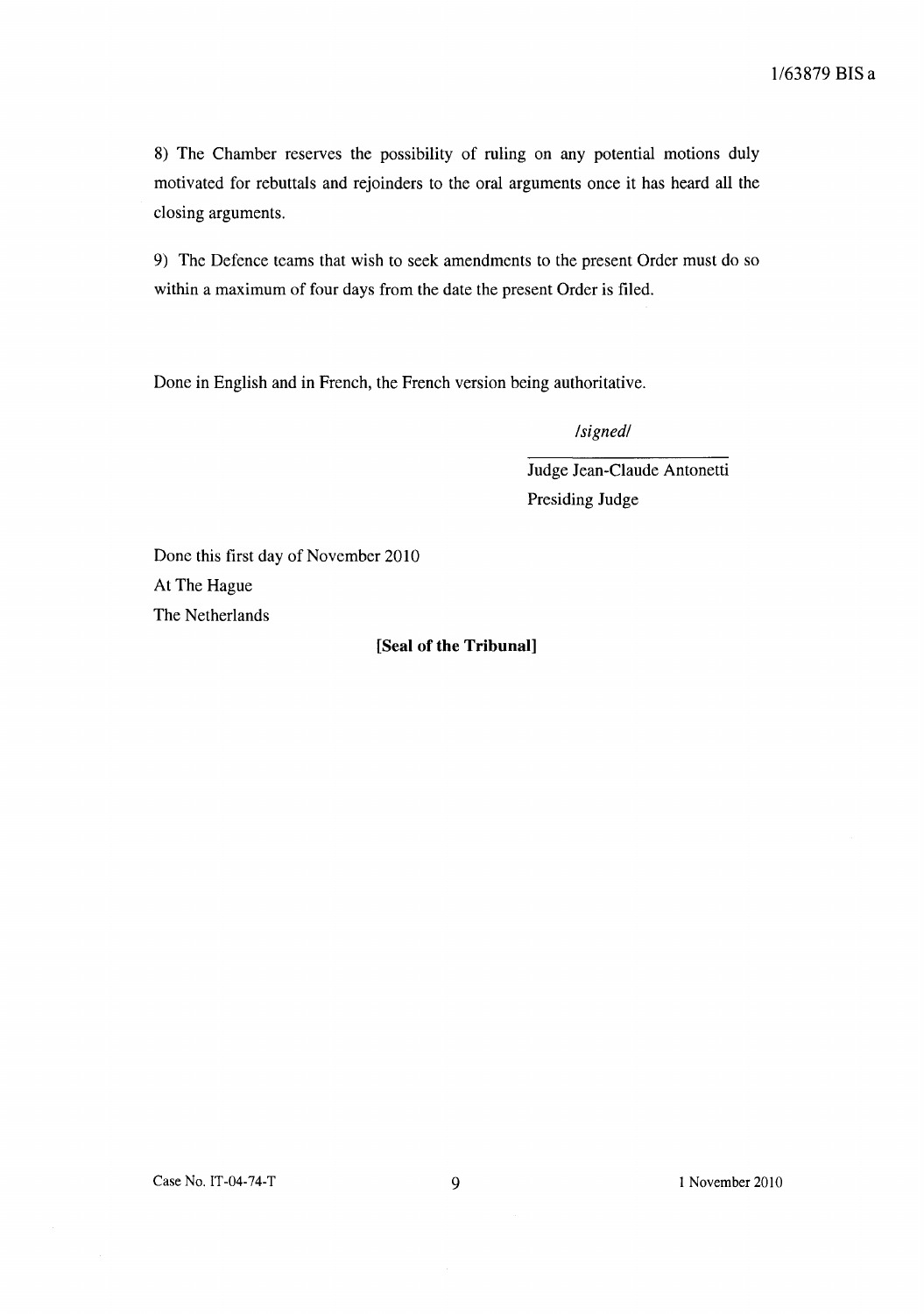8) The Chamber reserves the possibility of ruling on any potential motions duly motivated for rebuttals and rejoinders to the oral arguments once it has heard all the closing arguments.

9) The Defence teams that wish to seek amendments to the present Order must do so within a maximum of four days from the date the present Order is filed.

Done in English and in French, the French version being authoritative.

*/signed/*

Judge Jean-Claude Antonetti
Presiding Judge

Done this first day of November 2010
At The Hague
The Netherlands

**[Seal of the Tribunal]**